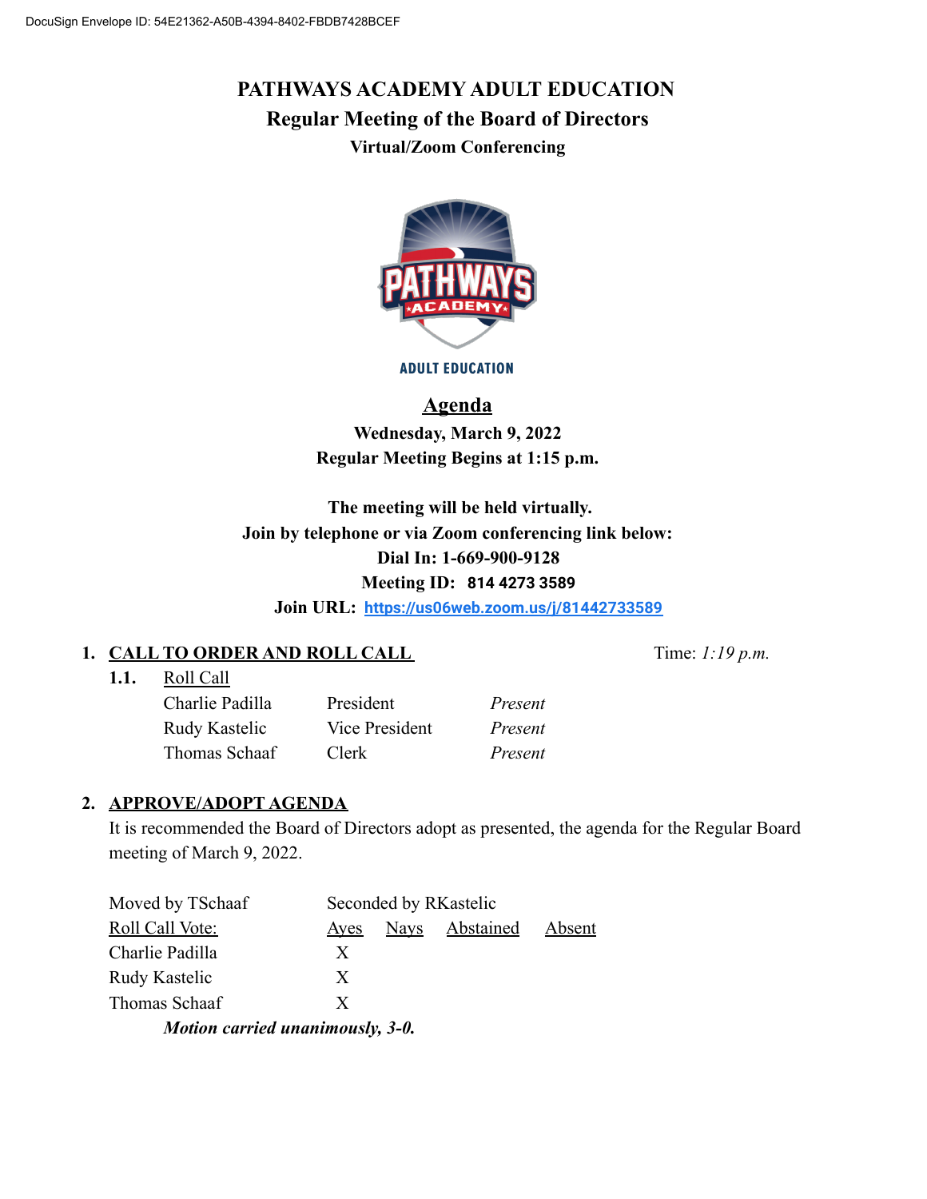DocuSign Envelope ID: 54E21362-A50B-4394-8402-FBDB7428BCEF

# PATHWAYS ACADEMY ADULT EDUCATION

## Regular Meeting of the Board of Directors

### Virtual/Zoom Conferencing

## Agenda

**Wednesday, March 9, 2022**

**Regular Meeting Begins at 1:15 p.m.**

**The meeting will be held virtually.**
**Join by telephone or via Zoom conferencing link below:**
**Dial In: 1-669-900-9128**
**Meeting ID: 814 4273 3589**
**Join URL: https://us06web.zoom.us/j/81442733589**

### 1. CALL TO ORDER AND ROLL CALL

Time: *1:19 p.m.*

**1.1.** Roll Call

| | | |
|---|---|---|
| Charlie Padilla | President | *Present* |
| Rudy Kastelic | Vice President | *Present* |
| Thomas Schaaf | Clerk | *Present* |

### 2. APPROVE/ADOPT AGENDA

It is recommended the Board of Directors adopt as presented, the agenda for the Regular Board meeting of March 9, 2022.

Moved by TSchaaf    Seconded by RKastelic

| Roll Call Vote: | Ayes | Nays | Abstained | Absent |
|---|---|---|---|---|
| Charlie Padilla | X | | | |
| Rudy Kastelic | X | | | |
| Thomas Schaaf | X | | | |

***Motion carried unanimously, 3-0.***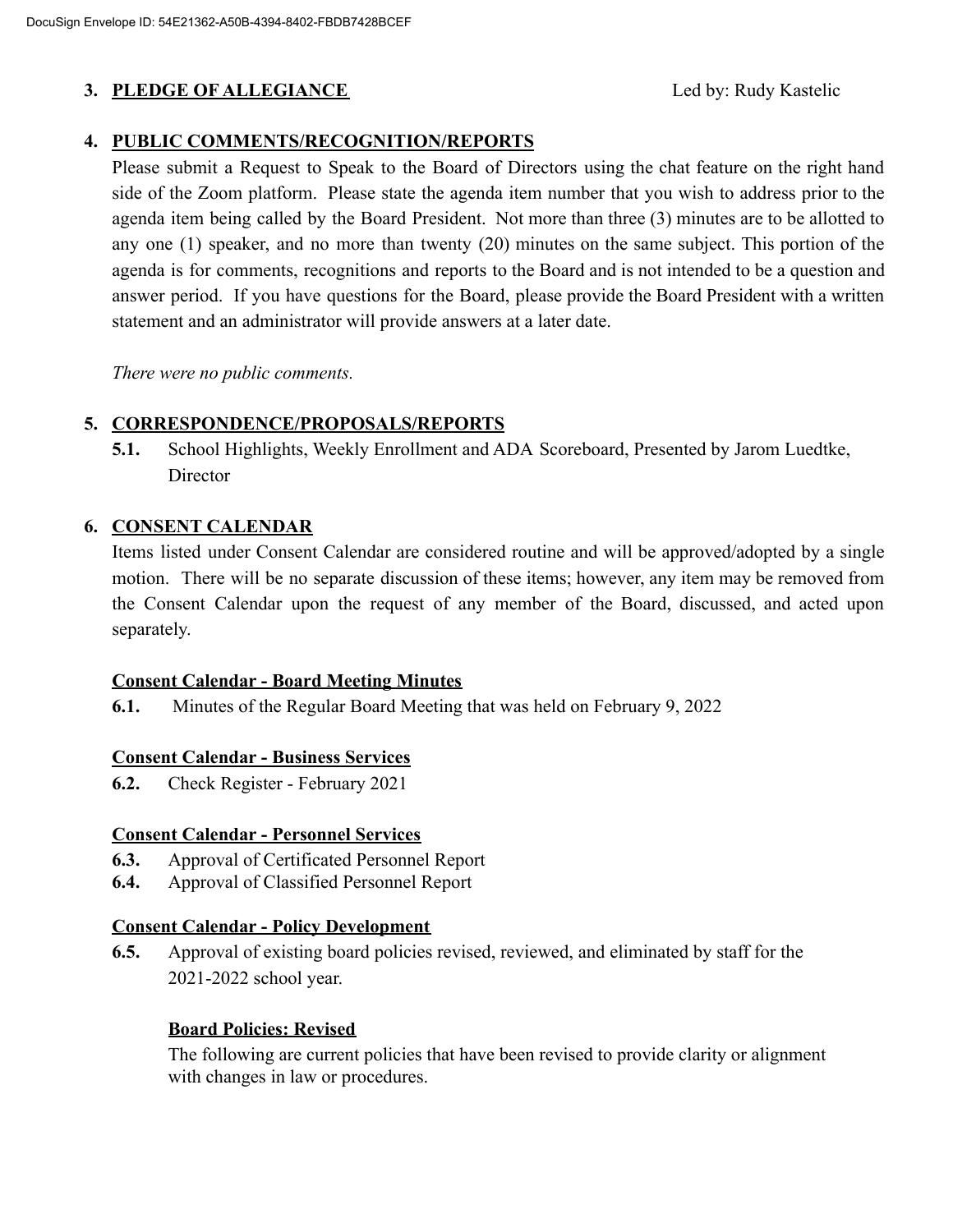**3. PLEDGE OF ALLEGIANCE** Led by: Rudy Kastelic

**4. PUBLIC COMMENTS/RECOGNITION/REPORTS**

Please submit a Request to Speak to the Board of Directors using the chat feature on the right hand side of the Zoom platform. Please state the agenda item number that you wish to address prior to the agenda item being called by the Board President. Not more than three (3) minutes are to be allotted to any one (1) speaker, and no more than twenty (20) minutes on the same subject. This portion of the agenda is for comments, recognitions and reports to the Board and is not intended to be a question and answer period. If you have questions for the Board, please provide the Board President with a written statement and an administrator will provide answers at a later date.

*There were no public comments.*

**5. CORRESPONDENCE/PROPOSALS/REPORTS**

**5.1.** School Highlights, Weekly Enrollment and ADA Scoreboard, Presented by Jarom Luedtke, Director

**6. CONSENT CALENDAR**

Items listed under Consent Calendar are considered routine and will be approved/adopted by a single motion. There will be no separate discussion of these items; however, any item may be removed from the Consent Calendar upon the request of any member of the Board, discussed, and acted upon separately.

**Consent Calendar - Board Meeting Minutes**

**6.1.** Minutes of the Regular Board Meeting that was held on February 9, 2022

**Consent Calendar - Business Services**

**6.2.** Check Register - February 2021

**Consent Calendar - Personnel Services**

**6.3.** Approval of Certificated Personnel Report

**6.4.** Approval of Classified Personnel Report

**Consent Calendar - Policy Development**

**6.5.** Approval of existing board policies revised, reviewed, and eliminated by staff for the 2021-2022 school year.

**Board Policies: Revised**

The following are current policies that have been revised to provide clarity or alignment with changes in law or procedures.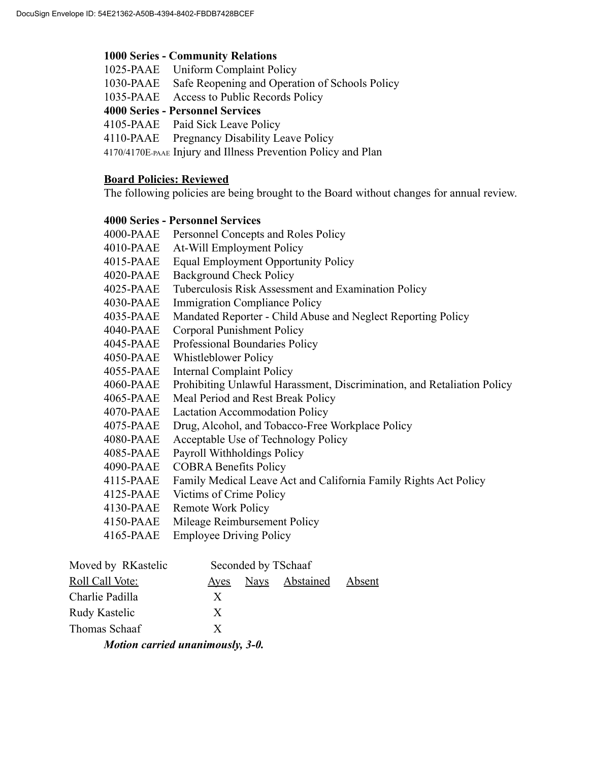**1000 Series - Community Relations**

1025-PAAE Uniform Complaint Policy
1030-PAAE Safe Reopening and Operation of Schools Policy
1035-PAAE Access to Public Records Policy

**4000 Series - Personnel Services**

4105-PAAE Paid Sick Leave Policy
4110-PAAE Pregnancy Disability Leave Policy
4170/4170E-PAAE Injury and Illness Prevention Policy and Plan

**Board Policies: Reviewed**

The following policies are being brought to the Board without changes for annual review.

**4000 Series - Personnel Services**

4000-PAAE Personnel Concepts and Roles Policy
4010-PAAE At-Will Employment Policy
4015-PAAE Equal Employment Opportunity Policy
4020-PAAE Background Check Policy
4025-PAAE Tuberculosis Risk Assessment and Examination Policy
4030-PAAE Immigration Compliance Policy
4035-PAAE Mandated Reporter - Child Abuse and Neglect Reporting Policy
4040-PAAE Corporal Punishment Policy
4045-PAAE Professional Boundaries Policy
4050-PAAE Whistleblower Policy
4055-PAAE Internal Complaint Policy
4060-PAAE Prohibiting Unlawful Harassment, Discrimination, and Retaliation Policy
4065-PAAE Meal Period and Rest Break Policy
4070-PAAE Lactation Accommodation Policy
4075-PAAE Drug, Alcohol, and Tobacco-Free Workplace Policy
4080-PAAE Acceptable Use of Technology Policy
4085-PAAE Payroll Withholdings Policy
4090-PAAE COBRA Benefits Policy
4115-PAAE Family Medical Leave Act and California Family Rights Act Policy
4125-PAAE Victims of Crime Policy
4130-PAAE Remote Work Policy
4150-PAAE Mileage Reimbursement Policy
4165-PAAE Employee Driving Policy

Moved by RKastelic Seconded by TSchaaf

| Roll Call Vote: | Ayes | Nays | Abstained | Absent |
|---|---|---|---|---|
| Charlie Padilla | X | | | |
| Rudy Kastelic | X | | | |
| Thomas Schaaf | X | | | |

***Motion carried unanimously, 3-0.***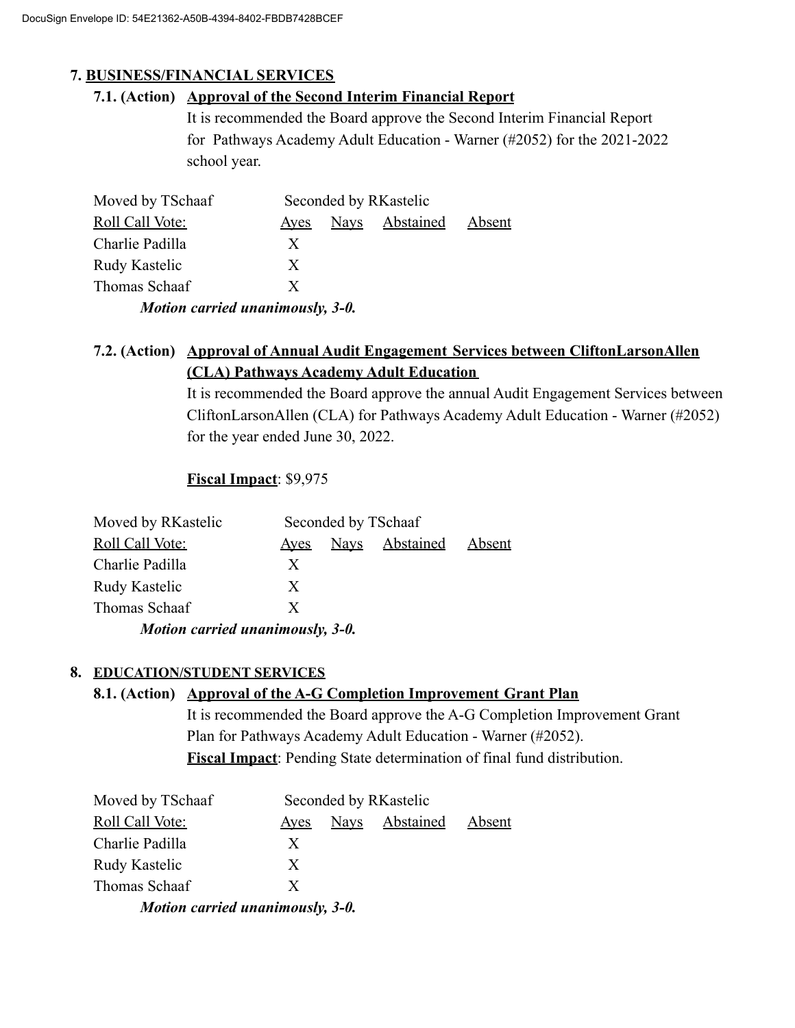## 7. BUSINESS/FINANCIAL SERVICES

### 7.1. (Action) Approval of the Second Interim Financial Report

It is recommended the Board approve the Second Interim Financial Report for Pathways Academy Adult Education - Warner (#2052) for the 2021-2022 school year.

Moved by TSchaaf Seconded by RKastelic

| Roll Call Vote: | Ayes | Nays | Abstained | Absent |
|---|---|---|---|---|
| Charlie Padilla | X | | | |
| Rudy Kastelic | X | | | |
| Thomas Schaaf | X | | | |

***Motion carried unanimously, 3-0.***

### 7.2. (Action) Approval of Annual Audit Engagement Services between CliftonLarsonAllen (CLA) Pathways Academy Adult Education

It is recommended the Board approve the annual Audit Engagement Services between CliftonLarsonAllen (CLA) for Pathways Academy Adult Education - Warner (#2052) for the year ended June 30, 2022.

**Fiscal Impact**: $9,975

Moved by RKastelic Seconded by TSchaaf

| Roll Call Vote: | Ayes | Nays | Abstained | Absent |
|---|---|---|---|---|
| Charlie Padilla | X | | | |
| Rudy Kastelic | X | | | |
| Thomas Schaaf | X | | | |

***Motion carried unanimously, 3-0.***

## 8. EDUCATION/STUDENT SERVICES

### 8.1. (Action) Approval of the A-G Completion Improvement Grant Plan

It is recommended the Board approve the A-G Completion Improvement Grant Plan for Pathways Academy Adult Education - Warner (#2052).

**Fiscal Impact**: Pending State determination of final fund distribution.

Moved by TSchaaf Seconded by RKastelic

| Roll Call Vote: | Ayes | Nays | Abstained | Absent |
|---|---|---|---|---|
| Charlie Padilla | X | | | |
| Rudy Kastelic | X | | | |
| Thomas Schaaf | X | | | |

***Motion carried unanimously, 3-0.***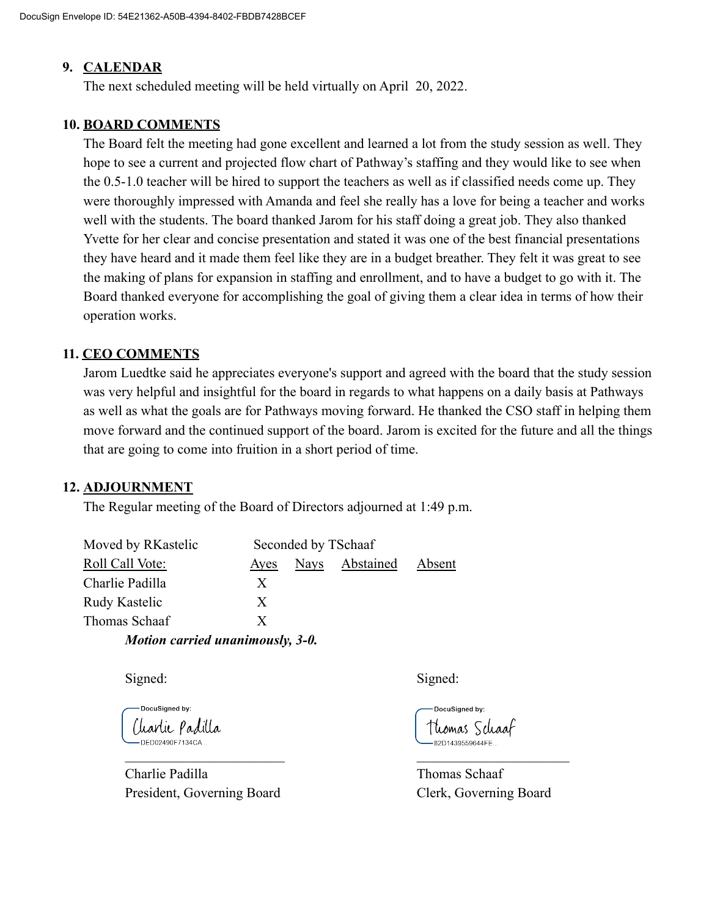## 9. CALENDAR

The next scheduled meeting will be held virtually on April 20, 2022.

## 10. BOARD COMMENTS

The Board felt the meeting had gone excellent and learned a lot from the study session as well. They hope to see a current and projected flow chart of Pathway's staffing and they would like to see when the 0.5-1.0 teacher will be hired to support the teachers as well as if classified needs come up. They were thoroughly impressed with Amanda and feel she really has a love for being a teacher and works well with the students. The board thanked Jarom for his staff doing a great job. They also thanked Yvette for her clear and concise presentation and stated it was one of the best financial presentations they have heard and it made them feel like they are in a budget breather. They felt it was great to see the making of plans for expansion in staffing and enrollment, and to have a budget to go with it. The Board thanked everyone for accomplishing the goal of giving them a clear idea in terms of how their operation works.

## 11. CEO COMMENTS

Jarom Luedtke said he appreciates everyone's support and agreed with the board that the study session was very helpful and insightful for the board in regards to what happens on a daily basis at Pathways as well as what the goals are for Pathways moving forward. He thanked the CSO staff in helping them move forward and the continued support of the board. Jarom is excited for the future and all the things that are going to come into fruition in a short period of time.

## 12. ADJOURNMENT

The Regular meeting of the Board of Directors adjourned at 1:49 p.m.

Moved by RKastelic Seconded by TSchaaf

| Roll Call Vote: | Ayes | Nays | Abstained | Absent |
|---|---|---|---|---|
| Charlie Padilla | X | | | |
| Rudy Kastelic | X | | | |
| Thomas Schaaf | X | | | |

***Motion carried unanimously, 3-0.***

Signed:

DocuSigned by: Charlie Padilla
DED02490F7134CA...

Charlie Padilla
President, Governing Board

Signed:

DocuSigned by: Thomas Schaaf
82D1439559644FE...

Thomas Schaaf
Clerk, Governing Board